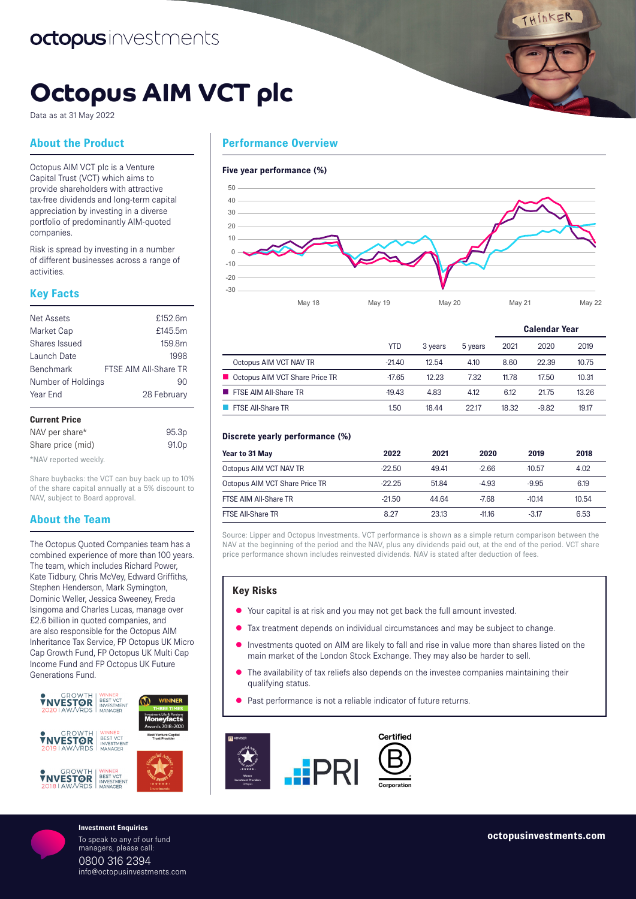octopus investments

# Octopus AIM VCT plc

Data as at 31 May 2022

## About the Product

Octopus AIM VCT plc is a Venture Capital Trust (VCT) which aims to provide shareholders with attractive tax-free dividends and long-term capital appreciation by investing in a diverse portfolio of predominantly AIM-quoted companies.

Risk is spread by investing in a number of different businesses across a range of activities.

## Key Facts

| | |
|---|---|
| Net Assets | £152.6m |
| Market Cap | £145.5m |
| Shares Issued | 159.8m |
| Launch Date | 1998 |
| Benchmark | FTSE AIM All-Share TR |
| Number of Holdings | 90 |
| Year End | 28 February |

### Current Price

| | |
|---|---|
| NAV per share* | 95.3p |
| Share price (mid) | 91.0p |

*NAV reported weekly.

Share buybacks: the VCT can buy back up to 10% of the share capital annually at a 5% discount to NAV, subject to Board approval.

## About the Team

The Octopus Quoted Companies team has a combined experience of more than 100 years. The team, which includes Richard Power, Kate Tidbury, Chris McVey, Edward Griffiths, Stephen Henderson, Mark Symington, Dominic Weller, Jessica Sweeney, Freda Isingoma and Charles Lucas, manage over £2.6 billion in quoted companies, and are also responsible for the Octopus AIM Inheritance Tax Service, FP Octopus UK Micro Cap Growth Fund, FP Octopus UK Multi Cap Income Fund and FP Octopus UK Future Generations Fund.

## Performance Overview

### Five year performance (%)

| | YTD | 3 years | 5 years | Calendar Year 2021 | 2020 | 2019 |
|---|---|---|---|---|---|---|
| Octopus AIM VCT NAV TR | -21.40 | 12.54 | 4.10 | 8.60 | 22.39 | 10.75 |
| Octopus AIM VCT Share Price TR | -17.65 | 12.23 | 7.32 | 11.78 | 17.50 | 10.31 |
| FTSE AIM All-Share TR | -19.43 | 4.83 | 4.12 | 6.12 | 21.75 | 13.26 |
| FTSE All-Share TR | 1.50 | 18.44 | 22.17 | 18.32 | -9.82 | 19.17 |

### Discrete yearly performance (%)

| Year to 31 May | 2022 | 2021 | 2020 | 2019 | 2018 |
|---|---|---|---|---|---|
| Octopus AIM VCT NAV TR | -22.50 | 49.41 | -2.66 | -10.57 | 4.02 |
| Octopus AIM VCT Share Price TR | -22.25 | 51.84 | -4.93 | -9.95 | 6.19 |
| FTSE AIM All-Share TR | -21.50 | 44.64 | -7.68 | -10.14 | 10.54 |
| FTSE All-Share TR | 8.27 | 23.13 | -11.16 | -3.17 | 6.53 |

Source: Lipper and Octopus Investments. VCT performance is shown as a simple return comparison between the NAV at the beginning of the period and the NAV, plus any dividends paid out, at the end of the period. VCT share price performance shown includes reinvested dividends. NAV is stated after deduction of fees.

### Key Risks

- Your capital is at risk and you may not get back the full amount invested.
- Tax treatment depends on individual circumstances and may be subject to change.
- Investments quoted on AIM are likely to fall and rise in value more than shares listed on the main market of the London Stock Exchange. They may also be harder to sell.
- The availability of tax reliefs also depends on the investee companies maintaining their qualifying status.
- Past performance is not a reliable indicator of future returns.

**Investment Enquiries**

To speak to any of our fund managers, please call:

0800 316 2394

info@octopusinvestments.com

octopusinvestments.com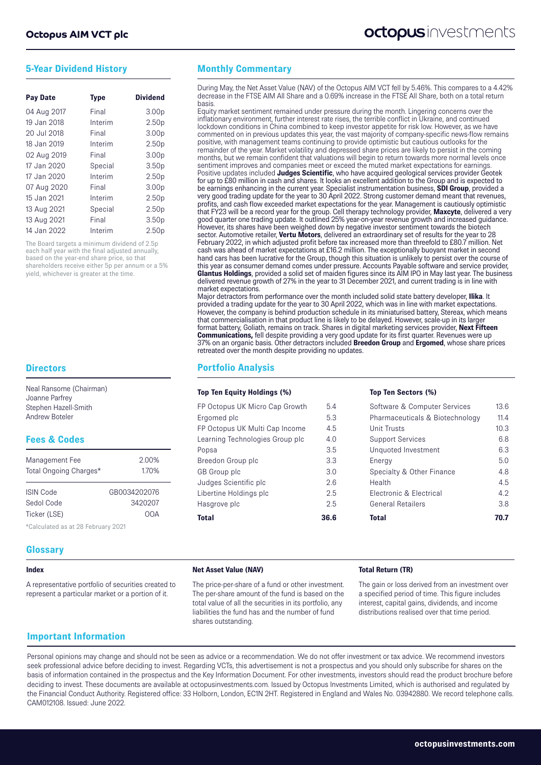## 5-Year Dividend History

| Pay Date | Type | Dividend |
|---|---|---|
| 04 Aug 2017 | Final | 3.00p |
| 19 Jan 2018 | Interim | 2.50p |
| 20 Jul 2018 | Final | 3.00p |
| 18 Jan 2019 | Interim | 2.50p |
| 02 Aug 2019 | Final | 3.00p |
| 17 Jan 2020 | Special | 3.50p |
| 17 Jan 2020 | Interim | 2.50p |
| 07 Aug 2020 | Final | 3.00p |
| 15 Jan 2021 | Interim | 2.50p |
| 13 Aug 2021 | Special | 2.50p |
| 13 Aug 2021 | Final | 3.50p |
| 14 Jan 2022 | Interim | 2.50p |

The Board targets a minimum dividend of 2.5p each half year with the final adjusted annually, based on the year-end share price, so that shareholders receive either 5p per annum or a 5% yield, whichever is greater at the time.

## Monthly Commentary

During May, the Net Asset Value (NAV) of the Octopus AIM VCT fell by 5.46%. This compares to a 4.42% decrease in the FTSE AIM All Share and a 0.69% increase in the FTSE All Share, both on a total return basis.

Equity market sentiment remained under pressure during the month. Lingering concerns over the inflationary environment, further interest rate rises, the terrible conflict in Ukraine, and continued lockdown conditions in China combined to keep investor appetite for risk low. However, as we have commented on in previous updates this year, the vast majority of company-specific news-flow remains positive, with management teams continuing to provide optimistic but cautious outlooks for the remainder of the year. Market volatility and depressed share prices are likely to persist in the coming months, but we remain confident that valuations will begin to return towards more normal levels once sentiment improves and companies meet or exceed the muted market expectations for earnings.

Positive updates included **Judges Scientific**, who have acquired geological services provider Geotek for up to £80 million in cash and shares. It looks an excellent addition to the Group and is expected to be earnings enhancing in the current year. Specialist instrumentation business, **SDI Group**, provided a very good trading update for the year to 30 April 2022. Strong customer demand meant that revenues, profits, and cash flow exceeded market expectations for the year. Management is cautiously optimistic that FY23 will be a record year for the group. Cell therapy technology provider, **Maxcyte**, delivered a very good quarter one trading update. It outlined 25% year-on-year revenue growth and increased guidance. However, its shares have been weighed down by negative investor sentiment towards the biotech sector. Automotive retailer, **Vertu Motors**, delivered an extraordinary set of results for the year to 28 February 2022, in which adjusted profit before tax increased more than threefold to £80.7 million. Net cash was ahead of market expectations at £16.2 million. The exceptionally buoyant market in second hand cars has been lucrative for the Group, though this situation is unlikely to persist over the course of this year as consumer demand comes under pressure. Accounts Payable software and service provider, **Glantus Holdings**, provided a solid set of maiden figures since its AIM IPO in May last year. The business delivered revenue growth of 27% in the year to 31 December 2021, and current trading is in line with market expectations.

Major detractors from performance over the month included solid state battery developer, **Ilika**. It provided a trading update for the year to 30 April 2022, which was in line with market expectations. However, the company is behind production schedule in its miniaturised battery, Stereax, which means that commercialisation in that product line is likely to be delayed. However, scale-up in its larger format battery, Goliath, remains on track. Shares in digital marketing services provider, **Next Fifteen Communications,** fell despite providing a very good update for its first quarter. Revenues were up 37% on an organic basis. Other detractors included **Breedon Group** and **Ergomed**, whose share prices retreated over the month despite providing no updates.

## Directors

Neal Ransome (Chairman)
Joanne Parfrey
Stephen Hazell-Smith
Andrew Boteler

## Fees & Codes

| | |
|---|---|
| Management Fee | 2.00% |
| Total Ongoing Charges* | 1.70% |
| ISIN Code | GB0034202076 |
| Sedol Code | 3420207 |
| Ticker (LSE) | OOA |

*Calculated as at 28 February 2021

## Portfolio Analysis

**Top Ten Equity Holdings (%)**

| Holding | % |
|---|---|
| FP Octopus UK Micro Cap Growth | 5.4 |
| Ergomed plc | 5.3 |
| FP Octopus UK Multi Cap Income | 4.5 |
| Learning Technologies Group plc | 4.0 |
| Popsa | 3.5 |
| Breedon Group plc | 3.3 |
| GB Group plc | 3.0 |
| Judges Scientific plc | 2.6 |
| Libertine Holdings plc | 2.5 |
| Hasgrove plc | 2.5 |
| **Total** | **36.6** |

**Top Ten Sectors (%)**

| Sector | % |
|---|---|
| Software & Computer Services | 13.6 |
| Pharmaceuticals & Biotechnology | 11.4 |
| Unit Trusts | 10.3 |
| Support Services | 6.8 |
| Unquoted Investment | 6.3 |
| Energy | 5.0 |
| Specialty & Other Finance | 4.8 |
| Health | 4.5 |
| Electronic & Electrical | 4.2 |
| General Retailers | 3.8 |
| **Total** | **70.7** |

## Glossary

**Index**

A representative portfolio of securities created to represent a particular market or a portion of it.

**Net Asset Value (NAV)**

The price-per-share of a fund or other investment. The per-share amount of the fund is based on the total value of all the securities in its portfolio, any liabilities the fund has and the number of fund shares outstanding.

**Total Return (TR)**

The gain or loss derived from an investment over a specified period of time. This figure includes interest, capital gains, dividends, and income distributions realised over that time period.

## Important Information

Personal opinions may change and should not be seen as advice or a recommendation. We do not offer investment or tax advice. We recommend investors seek professional advice before deciding to invest. Regarding VCTs, this advertisement is not a prospectus and you should only subscribe for shares on the basis of information contained in the prospectus and the Key Information Document. For other investments, investors should read the product brochure before deciding to invest. These documents are available at octopusinvestments.com. Issued by Octopus Investments Limited, which is authorised and regulated by the Financial Conduct Authority. Registered office: 33 Holborn, London, EC1N 2HT. Registered in England and Wales No. 03942880. We record telephone calls. CAM012108. Issued: June 2022.